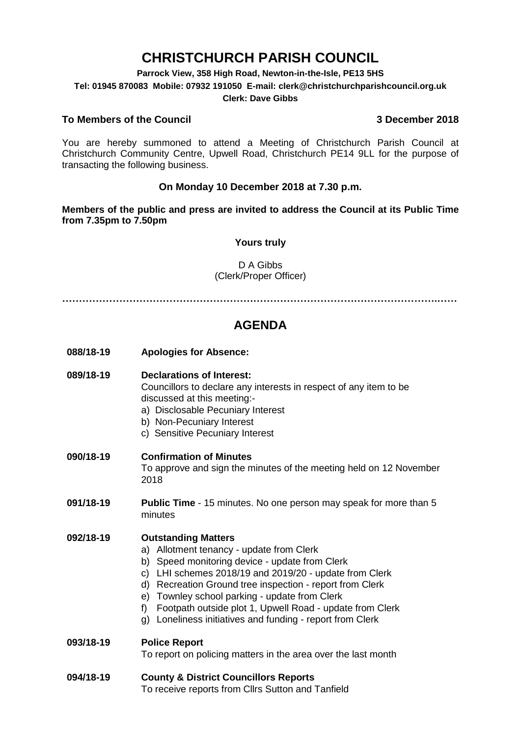# CHRISTCHURCH PARISH COUNCIL

**Parrock View, 358 High Road, Newton-in-the-Isle, PE13 5HS**
**Tel: 01945 870083 Mobile: 07932 191050 E-mail: clerk@christchurchparishcouncil.org.uk**
**Clerk: Dave Gibbs**

**To Members of the Council** **3 December 2018**

You are hereby summoned to attend a Meeting of Christchurch Parish Council at Christchurch Community Centre, Upwell Road, Christchurch PE14 9LL for the purpose of transacting the following business.

**On Monday 10 December 2018 at 7.30 p.m.**

**Members of the public and press are invited to address the Council at its Public Time from 7.35pm to 7.50pm**

**Yours truly**

D A Gibbs
(Clerk/Proper Officer)

……………………………………………………………………………………………………

## AGENDA

**088/18-19** **Apologies for Absence:**

**089/18-19** **Declarations of Interest:**
Councillors to declare any interests in respect of any item to be discussed at this meeting:-
a) Disclosable Pecuniary Interest
b) Non-Pecuniary Interest
c) Sensitive Pecuniary Interest

**090/18-19** **Confirmation of Minutes**
To approve and sign the minutes of the meeting held on 12 November 2018

**091/18-19** **Public Time** - 15 minutes. No one person may speak for more than 5 minutes

**092/18-19** **Outstanding Matters**
a) Allotment tenancy - update from Clerk
b) Speed monitoring device - update from Clerk
c) LHI schemes 2018/19 and 2019/20 - update from Clerk
d) Recreation Ground tree inspection - report from Clerk
e) Townley school parking - update from Clerk
f) Footpath outside plot 1, Upwell Road - update from Clerk
g) Loneliness initiatives and funding - report from Clerk

**093/18-19** **Police Report**
To report on policing matters in the area over the last month

**094/18-19** **County & District Councillors Reports**
To receive reports from Cllrs Sutton and Tanfield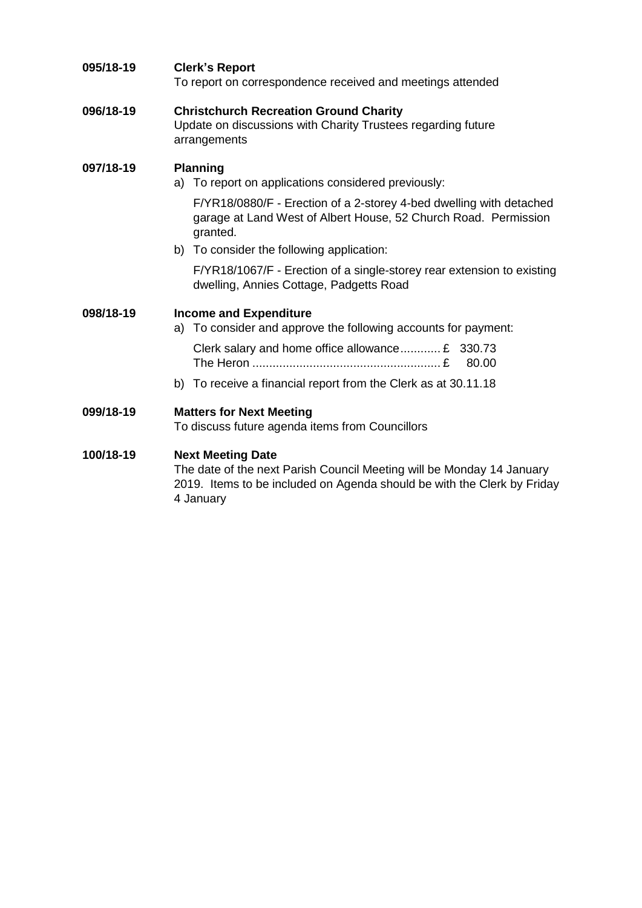**095/18-19** **Clerk's Report**
To report on correspondence received and meetings attended

**096/18-19** **Christchurch Recreation Ground Charity**
Update on discussions with Charity Trustees regarding future arrangements

**097/18-19** **Planning**

a) To report on applications considered previously:

F/YR18/0880/F - Erection of a 2-storey 4-bed dwelling with detached garage at Land West of Albert House, 52 Church Road. Permission granted.

b) To consider the following application:

F/YR18/1067/F - Erection of a single-storey rear extension to existing dwelling, Annies Cottage, Padgetts Road

**098/18-19** **Income and Expenditure**

a) To consider and approve the following accounts for payment:

| | | |
|---|---|---|
| Clerk salary and home office allowance............ | £ | 330.73 |
| The Heron ........................................................ | £ | 80.00 |

b) To receive a financial report from the Clerk as at 30.11.18

**099/18-19** **Matters for Next Meeting**
To discuss future agenda items from Councillors

**100/18-19** **Next Meeting Date**
The date of the next Parish Council Meeting will be Monday 14 January 2019. Items to be included on Agenda should be with the Clerk by Friday 4 January